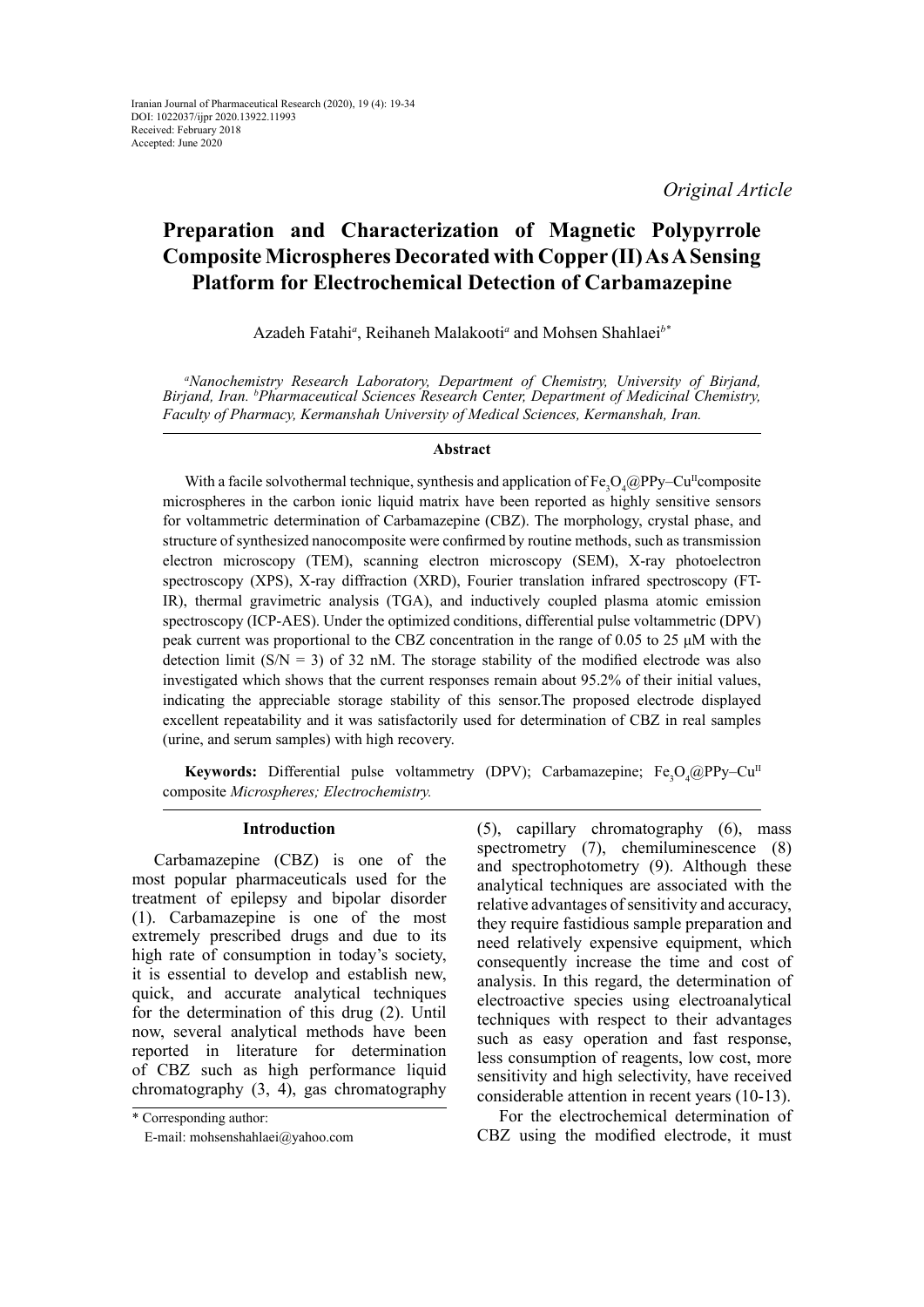Iranian Journal of Pharmaceutical Research (2020), 19 (4): 19-34
DOI: 1022037/ijpr 2020.13922.11993
Received: February 2018
Accepted: June 2020

*Original Article*

# Preparation and Characterization of Magnetic Polypyrrole Composite Microspheres Decorated with Copper (II) As A Sensing Platform for Electrochemical Detection of Carbamazepine

Azadeh Fatahi[a], Reihaneh Malakooti[a] and Mohsen Shahlaei[b*]

*[a]Nanochemistry Research Laboratory, Department of Chemistry, University of Birjand, Birjand, Iran. [b]Pharmaceutical Sciences Research Center, Department of Medicinal Chemistry, Faculty of Pharmacy, Kermanshah University of Medical Sciences, Kermanshah, Iran.*

## Abstract

With a facile solvothermal technique, synthesis and application of $Fe_3O_4$@PPy–$Cu^{II}$composite microspheres in the carbon ionic liquid matrix have been reported as highly sensitive sensors for voltammetric determination of Carbamazepine (CBZ). The morphology, crystal phase, and structure of synthesized nanocomposite were confirmed by routine methods, such as transmission electron microscopy (TEM), scanning electron microscopy (SEM), X-ray photoelectron spectroscopy (XPS), X-ray diffraction (XRD), Fourier translation infrared spectroscopy (FT-IR), thermal gravimetric analysis (TGA), and inductively coupled plasma atomic emission spectroscopy (ICP-AES). Under the optimized conditions, differential pulse voltammetric (DPV) peak current was proportional to the CBZ concentration in the range of 0.05 to 25 μM with the detection limit (S/N = 3) of 32 nM. The storage stability of the modified electrode was also investigated which shows that the current responses remain about 95.2% of their initial values, indicating the appreciable storage stability of this sensor.The proposed electrode displayed excellent repeatability and it was satisfactorily used for determination of CBZ in real samples (urine, and serum samples) with high recovery.

**Keywords:** Differential pulse voltammetry (DPV); Carbamazepine; $Fe_3O_4$@PPy–$Cu^{II}$ composite *Microspheres; Electrochemistry.*

## Introduction

Carbamazepine (CBZ) is one of the most popular pharmaceuticals used for the treatment of epilepsy and bipolar disorder (1). Carbamazepine is one of the most extremely prescribed drugs and due to its high rate of consumption in today's society, it is essential to develop and establish new, quick, and accurate analytical techniques for the determination of this drug (2). Until now, several analytical methods have been reported in literature for determination of CBZ such as high performance liquid chromatography (3, 4), gas chromatography (5), capillary chromatography (6), mass spectrometry (7), chemiluminescence (8) and spectrophotometry (9). Although these analytical techniques are associated with the relative advantages of sensitivity and accuracy, they require fastidious sample preparation and need relatively expensive equipment, which consequently increase the time and cost of analysis. In this regard, the determination of electroactive species using electroanalytical techniques with respect to their advantages such as easy operation and fast response, less consumption of reagents, low cost, more sensitivity and high selectivity, have received considerable attention in recent years (10-13).

For the electrochemical determination of CBZ using the modified electrode, it must

\* Corresponding author:
E-mail: mohsenshahlaei@yahoo.com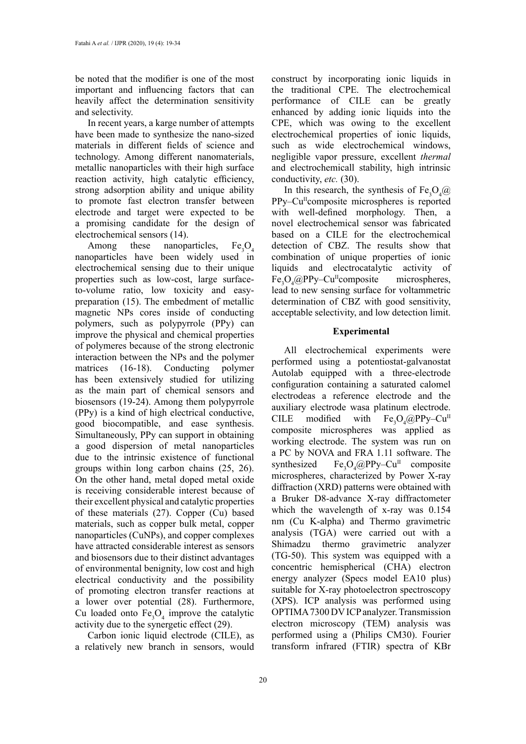be noted that the modifier is one of the most important and influencing factors that can heavily affect the determination sensitivity and selectivity.

In recent years, a karge number of attempts have been made to synthesize the nano-sized materials in different fields of science and technology. Among different nanomaterials, metallic nanoparticles with their high surface reaction activity, high catalytic efficiency, strong adsorption ability and unique ability to promote fast electron transfer between electrode and target were expected to be a promising candidate for the design of electrochemical sensors (14).

Among these nanoparticles, $Fe_3O_4$ nanoparticles have been widely used in electrochemical sensing due to their unique properties such as low-cost, large surface-to-volume ratio, low toxicity and easy-preparation (15). The embedment of metallic magnetic NPs cores inside of conducting polymers, such as polypyrrole (PPy) can improve the physical and chemical properties of polymeres because of the strong electronic interaction between the NPs and the polymer matrices (16-18). Conducting polymer has been extensively studied for utilizing as the main part of chemical sensors and biosensors (19-24). Among them polypyrrole (PPy) is a kind of high electrical conductive, good biocompatible, and ease synthesis. Simultaneously, PPy can support in obtaining a good dispersion of metal nanoparticles due to the intrinsic existence of functional groups within long carbon chains (25, 26). On the other hand, metal doped metal oxide is receiving considerable interest because of their excellent physical and catalytic properties of these materials (27). Copper (Cu) based materials, such as copper bulk metal, copper nanoparticles (CuNPs), and copper complexes have attracted considerable interest as sensors and biosensors due to their distinct advantages of environmental benignity, low cost and high electrical conductivity and the possibility of promoting electron transfer reactions at a lower over potential (28). Furthermore, Cu loaded onto $Fe_3O_4$ improve the catalytic activity due to the synergetic effect (29).

Carbon ionic liquid electrode (CILE), as a relatively new branch in sensors, would construct by incorporating ionic liquids in the traditional CPE. The electrochemical performance of CILE can be greatly enhanced by adding ionic liquids into the CPE, which was owing to the excellent electrochemical properties of ionic liquids, such as wide electrochemical windows, negligible vapor pressure, excellent *thermal* and electrochemicall stability, high intrinsic conductivity, *etc.* (30).

In this research, the synthesis of $Fe_3O_4$@PPy–$Cu^{II}$composite microspheres is reported with well-defined morphology. Then, a novel electrochemical sensor was fabricated based on a CILE for the electrochemical detection of CBZ. The results show that combination of unique properties of ionic liquids and electrocatalytic activity of $Fe_3O_4$@PPy–$Cu^{II}$composite microspheres, lead to new sensing surface for voltammetric determination of CBZ with good sensitivity, acceptable selectivity, and low detection limit.

## Experimental

All electrochemical experiments were performed using a potentiostat-galvanostat Autolab equipped with a three-electrode configuration containing a saturated calomel electrodeas a reference electrode and the auxiliary electrode wasa platinum electrode. CILE modified with $Fe_3O_4$@PPy–$Cu^{II}$ composite microspheres was applied as working electrode. The system was run on a PC by NOVA and FRA 1.11 software. The synthesized $Fe_3O_4$@PPy–$Cu^{II}$ composite microspheres, characterized by Power X-ray diffraction (XRD) patterns were obtained with a Bruker D8-advance X-ray diffractometer which the wavelength of x-ray was 0.154 nm (Cu K-alpha) and Thermo gravimetric analysis (TGA) were carried out with a Shimadzu thermo gravimetric analyzer (TG-50). This system was equipped with a concentric hemispherical (CHA) electron energy analyzer (Specs model EA10 plus) suitable for X-ray photoelectron spectroscopy (XPS). ICP analysis was performed using OPTIMA 7300 DV ICP analyzer. Transmission electron microscopy (TEM) analysis was performed using a (Philips CM30). Fourier transform infrared (FTIR) spectra of KBr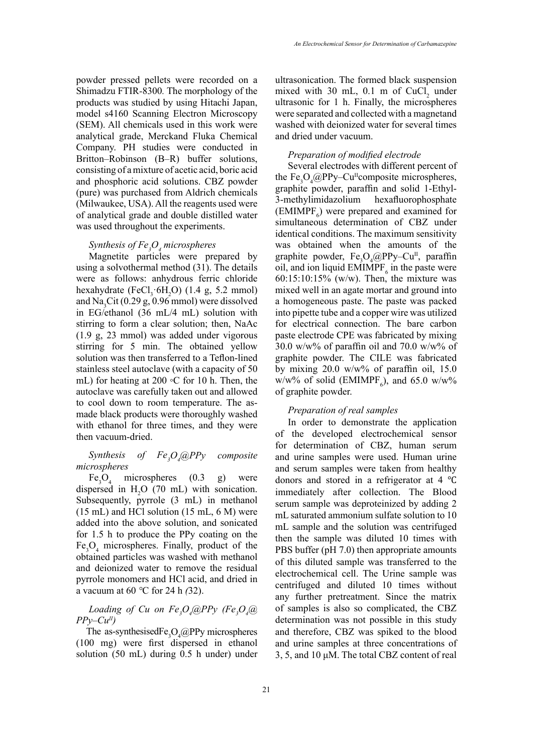powder pressed pellets were recorded on a Shimadzu FTIR-8300. The morphology of the products was studied by using Hitachi Japan, model s4160 Scanning Electron Microscopy (SEM). All chemicals used in this work were analytical grade, Merckand Fluka Chemical Company. PH studies were conducted in Britton–Robinson (B–R) buffer solutions, consisting of a mixture of acetic acid, boric acid and phosphoric acid solutions. CBZ powder (pure) was purchased from Aldrich chemicals (Milwaukee, USA). All the reagents used were of analytical grade and double distilled water was used throughout the experiments.

*Synthesis of $Fe_3O_4$ microspheres*

Magnetite particles were prepared by using a solvothermal method (31). The details were as follows: anhydrous ferric chloride hexahydrate ($FeCl_3·6H_2O$) (1.4 g, 5.2 mmol) and $Na_3Cit$ (0.29 g, 0.96 mmol) were dissolved in EG/ethanol (36 mL/4 mL) solution with stirring to form a clear solution; then, NaAc (1.9 g, 23 mmol) was added under vigorous stirring for 5 min. The obtained yellow solution was then transferred to a Teflon-lined stainless steel autoclave (with a capacity of 50 mL) for heating at 200 ◦C for 10 h. Then, the autoclave was carefully taken out and allowed to cool down to room temperature. The as-made black products were thoroughly washed with ethanol for three times, and they were then vacuum-dried.

*Synthesis of $Fe_3O_4$@PPy composite microspheres*

$Fe_3O_4$ microspheres (0.3 g) were dispersed in $H_2O$ (70 mL) with sonication. Subsequently, pyrrole (3 mL) in methanol (15 mL) and HCl solution (15 mL, 6 M) were added into the above solution, and sonicated for 1.5 h to produce the PPy coating on the $Fe_3O_4$ microspheres. Finally, product of the obtained particles was washed with methanol and deionized water to remove the residual pyrrole monomers and HCl acid, and dried in a vacuum at 60 ℃ for 24 h (32).

*Loading of Cu on $Fe_3O_4$@PPy ($Fe_3O_4$@PPy–$Cu^{II}$)*

The as-synthesised$Fe_3O_4$@PPy microspheres (100 mg) were first dispersed in ethanol solution (50 mL) during 0.5 h under) under ultrasonication. The formed black suspension mixed with 30 mL, 0.1 m of $CuCl_2$ under ultrasonic for 1 h. Finally, the microspheres were separated and collected with a magnetand washed with deionized water for several times and dried under vacuum.

*Preparation of modified electrode*

Several electrodes with different percent of the $Fe_3O_4$@PPy–$Cu^{II}$composite microspheres, graphite powder, paraffin and solid 1-Ethyl-3-methylimidazolium hexafluorophosphate ($EMIMPF_6$) were prepared and examined for simultaneous determination of CBZ under identical conditions. The maximum sensitivity was obtained when the amounts of the graphite powder, $Fe_3O_4$@PPy–$Cu^{II}$, paraffin oil, and ion liquid $EMIMPF_6$ in the paste were 60:15:10:15% (w/w). Then, the mixture was mixed well in an agate mortar and ground into a homogeneous paste. The paste was packed into pipette tube and a copper wire was utilized for electrical connection. The bare carbon paste electrode CPE was fabricated by mixing 30.0 w/w% of paraffin oil and 70.0 w/w% of graphite powder. The CILE was fabricated by mixing 20.0 w/w% of paraffin oil, 15.0 w/w% of solid ($EMIMPF_6$), and 65.0 w/w% of graphite powder.

*Preparation of real samples*

In order to demonstrate the application of the developed electrochemical sensor for determination of CBZ, human serum and urine samples were used. Human urine and serum samples were taken from healthy donors and stored in a refrigerator at 4 ℃ immediately after collection. The Blood serum sample was deproteinized by adding 2 mL saturated ammonium sulfate solution to 10 mL sample and the solution was centrifuged then the sample was diluted 10 times with PBS buffer (pH 7.0) then appropriate amounts of this diluted sample was transferred to the electrochemical cell. The Urine sample was centrifuged and diluted 10 times without any further pretreatment. Since the matrix of samples is also so complicated, the CBZ determination was not possible in this study and therefore, CBZ was spiked to the blood and urine samples at three concentrations of 3, 5, and 10 μM. The total CBZ content of real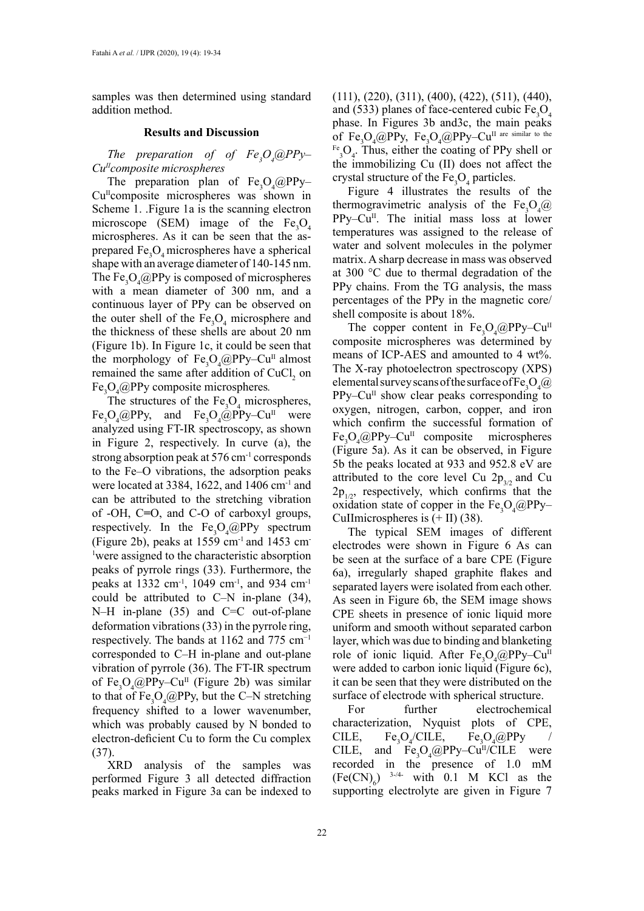samples was then determined using standard addition method.

## Results and Discussion

*The preparation of of $Fe_3O_4$@PPy–$Cu^{II}$composite microspheres*

The preparation plan of $Fe_3O_4$@PPy–$Cu^{II}$composite microspheres was shown in Scheme 1. .Figure 1a is the scanning electron microscope (SEM) image of the $Fe_3O_4$ microspheres. As it can be seen that the as-prepared $Fe_3O_4$ microspheres have a spherical shape with an average diameter of 140-145 nm. The $Fe_3O_4$@PPy is composed of microspheres with a mean diameter of 300 nm, and a continuous layer of PPy can be observed on the outer shell of the $Fe_3O_4$ microsphere and the thickness of these shells are about 20 nm (Figure 1b). In Figure 1c, it could be seen that the morphology of $Fe_3O_4$@PPy–$Cu^{II}$ almost remained the same after addition of $CuCl_2$ on $Fe_3O_4$@PPy composite microspheres*.*

The structures of the $Fe_3O_4$ microspheres, $Fe_3O_4$@PPy, and $Fe_3O_4$@PPy–$Cu^{II}$ were analyzed using FT-IR spectroscopy, as shown in Figure 2, respectively. In curve (a), the strong absorption peak at 576 $cm^{-1}$ corresponds to the Fe–O vibrations, the adsorption peaks were located at 3384, 1622, and 1406 $cm^{-1}$ and can be attributed to the stretching vibration of -OH, C=O, and C-O of carboxyl groups, respectively. In the $Fe_3O_4$@PPy spectrum (Figure 2b), peaks at 1559 $cm^{-1}$ and 1453 $cm^{-1}$were assigned to the characteristic absorption peaks of pyrrole rings (33). Furthermore, the peaks at 1332 $cm^{-1}$, 1049 $cm^{-1}$, and 934 $cm^{-1}$ could be attributed to C–N in-plane (34), N–H in-plane (35) and C=C out-of-plane deformation vibrations (33) in the pyrrole ring, respectively. The bands at 1162 and 775 $cm^{-1}$ corresponded to C–H in-plane and out-plane vibration of pyrrole (36). The FT-IR spectrum of $Fe_3O_4$@PPy–$Cu^{II}$ (Figure 2b) was similar to that of $Fe_3O_4$@PPy, but the C–N stretching frequency shifted to a lower wavenumber, which was probably caused by N bonded to electron-deficient Cu to form the Cu complex (37).

XRD analysis of the samples was performed Figure 3 all detected diffraction peaks marked in Figure 3a can be indexed to (111), (220), (311), (400), (422), (511), (440), and (533) planes of face-centered cubic $Fe_3O_4$ phase. In Figures 3b and3c, the main peaks of $Fe_3O_4$@PPy, $Fe_3O_4$@PPy–$Cu^{II}$ are similar to the $Fe_3O_4$. Thus, either the coating of PPy shell or the immobilizing Cu (II) does not affect the crystal structure of the $Fe_3O_4$ particles.

Figure 4 illustrates the results of the thermogravimetric analysis of the $Fe_3O_4$@PPy–$Cu^{II}$. The initial mass loss at lower temperatures was assigned to the release of water and solvent molecules in the polymer matrix. A sharp decrease in mass was observed at 300 °C due to thermal degradation of the PPy chains. From the TG analysis, the mass percentages of the PPy in the magnetic core/shell composite is about 18%.

The copper content in $Fe_3O_4$@PPy–$Cu^{II}$ composite microspheres was determined by means of ICP-AES and amounted to 4 wt%. The X-ray photoelectron spectroscopy (XPS) elemental survey scans of the surface of $Fe_3O_4$@PPy–$Cu^{II}$ show clear peaks corresponding to oxygen, nitrogen, carbon, copper, and iron which confirm the successful formation of $Fe_3O_4$@PPy–$Cu^{II}$ composite microspheres (Figure 5a). As it can be observed, in Figure 5b the peaks located at 933 and 952.8 eV are attributed to the core level Cu $2p_{3/2}$ and Cu $2p_{1/2}$, respectively, which confirms that the oxidation state of copper in the $Fe_3O_4$@PPy–CuIImicrospheres is (+ II) (38).

The typical SEM images of different electrodes were shown in Figure 6 As can be seen at the surface of a bare CPE (Figure 6a), irregularly shaped graphite flakes and separated layers were isolated from each other. As seen in Figure 6b, the SEM image shows CPE sheets in presence of ionic liquid more uniform and smooth without separated carbon layer, which was due to binding and blanketing role of ionic liquid. After $Fe_3O_4$@PPy–$Cu^{II}$ were added to carbon ionic liquid (Figure 6c), it can be seen that they were distributed on the surface of electrode with spherical structure.

For further electrochemical characterization, Nyquist plots of CPE, CILE, $Fe_3O_4$/CILE, $Fe_3O_4$@PPy / CILE, and $Fe_3O_4$@PPy–$Cu^{II}$/CILE were recorded in the presence of 1.0 mM $(Fe(CN)_6)^{3-/4-}$ with 0.1 M KCl as the supporting electrolyte are given in Figure 7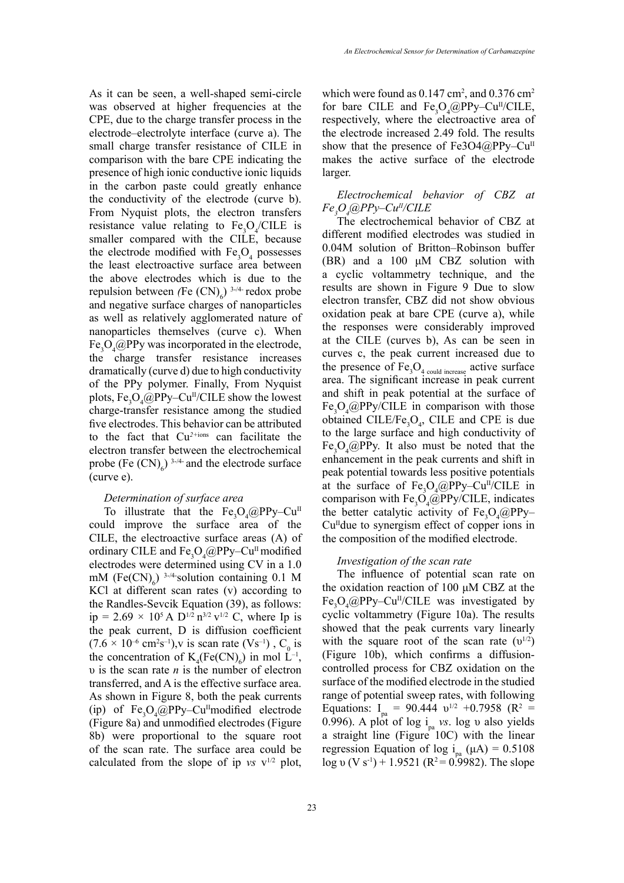As it can be seen, a well-shaped semi-circle was observed at higher frequencies at the CPE, due to the charge transfer process in the electrode–electrolyte interface (curve a). The small charge transfer resistance of CILE in comparison with the bare CPE indicating the presence of high ionic conductive ionic liquids in the carbon paste could greatly enhance the conductivity of the electrode (curve b). From Nyquist plots, the electron transfers resistance value relating to $Fe_3O_4$/CILE is smaller compared with the CILE, because the electrode modified with $Fe_3O_4$ possesses the least electroactive surface area between the above electrodes which is due to the repulsion between $(Fe(CN)_6)^{3-/4-}$ redox probe and negative surface charges of nanoparticles as well as relatively agglomerated nature of nanoparticles themselves (curve c). When $Fe_3O_4$@PPy was incorporated in the electrode, the charge transfer resistance increases dramatically (curve d) due to high conductivity of the PPy polymer. Finally, From Nyquist plots, $Fe_3O_4$@PPy–$Cu^{II}$/CILE show the lowest charge-transfer resistance among the studied five electrodes. This behavior can be attributed to the fact that $Cu^{2+}$ions can facilitate the electron transfer between the electrochemical probe $(Fe(CN)_6)^{3-/4-}$ and the electrode surface (curve e).

*Determination of surface area*

To illustrate that the $Fe_3O_4$@PPy–$Cu^{II}$ could improve the surface area of the CILE, the electroactive surface areas (A) of ordinary CILE and $Fe_3O_4$@PPy–$Cu^{II}$ modified electrodes were determined using CV in a 1.0 mM $(Fe(CN)_6)^{3-/4-}$solution containing 0.1 M KCl at different scan rates (v) according to the Randles-Sevcik Equation (39), as follows: $ip = 2.69 \times 10^5 A D^{1/2} n^{3/2} v^{1/2} C$, where Ip is the peak current, D is diffusion coefficient ($7.6 \times 10^{-6}$ $cm^2s^{-1}$),v is scan rate ($Vs^{-1}$) , $C_0$ is the concentration of $K_4(Fe(CN)_6)$ in mol $L^{-1}$, υ is the scan rate *n* is the number of electron transferred, and A is the effective surface area. As shown in Figure 8, both the peak currents (ip) of $Fe_3O_4$@PPy–$Cu^{II}$modified electrode (Figure 8a) and unmodified electrodes (Figure 8b) were proportional to the square root of the scan rate. The surface area could be calculated from the slope of ip *vs* $v^{1/2}$ plot, which were found as 0.147 $cm^2$, and 0.376 $cm^2$ for bare CILE and $Fe_3O_4$@PPy–$Cu^{II}$/CILE, respectively, where the electroactive area of the electrode increased 2.49 fold. The results show that the presence of Fe3O4@PPy–$Cu^{II}$ makes the active surface of the electrode larger.

*Electrochemical behavior of CBZ at $Fe_3O_4$@PPy–$Cu^{II}$/CILE*

The electrochemical behavior of CBZ at different modified electrodes was studied in 0.04M solution of Britton–Robinson buffer (BR) and a 100 µM CBZ solution with a cyclic voltammetry technique, and the results are shown in Figure 9 Due to slow electron transfer, CBZ did not show obvious oxidation peak at bare CPE (curve a), while the responses were considerably improved at the CILE (curves b), As can be seen in curves c, the peak current increased due to the presence of $Fe_3O_{4\ \text{could increase}}$ active surface area. The significant increase in peak current and shift in peak potential at the surface of $Fe_3O_4$@PPy/CILE in comparison with those obtained CILE/$Fe_3O_4$, CILE and CPE is due to the large surface and high conductivity of $Fe_3O_4$@PPy. It also must be noted that the enhancement in the peak currents and shift in peak potential towards less positive potentials at the surface of $Fe_3O_4$@PPy–$Cu^{II}$/CILE in comparison with $Fe_3O_4$@PPy/CILE, indicates the better catalytic activity of $Fe_3O_4$@PPy–$Cu^{II}$due to synergism effect of copper ions in the composition of the modified electrode.

*Investigation of the scan rate*

The influence of potential scan rate on the oxidation reaction of 100 µM CBZ at the $Fe_3O_4$@PPy–$Cu^{II}$/CILE was investigated by cyclic voltammetry (Figure 10a). The results showed that the peak currents vary linearly with the square root of the scan rate ($\upsilon^{1/2}$) (Figure 10b), which confirms a diffusion-controlled process for CBZ oxidation on the surface of the modified electrode in the studied range of potential sweep rates, with following Equations: $I_{pa} = 90.444\ \upsilon^{1/2} + 0.7958$ ($R^2$ = 0.996). A plot of log $i_{pa}$ *vs*. log υ also yields a straight line (Figure 10C) with the linear regression Equation of log $i_{pa}$ (µA) = 0.5108 log υ ($V\ s^{-1}$) + 1.9521 ($R^2$ = 0.9982). The slope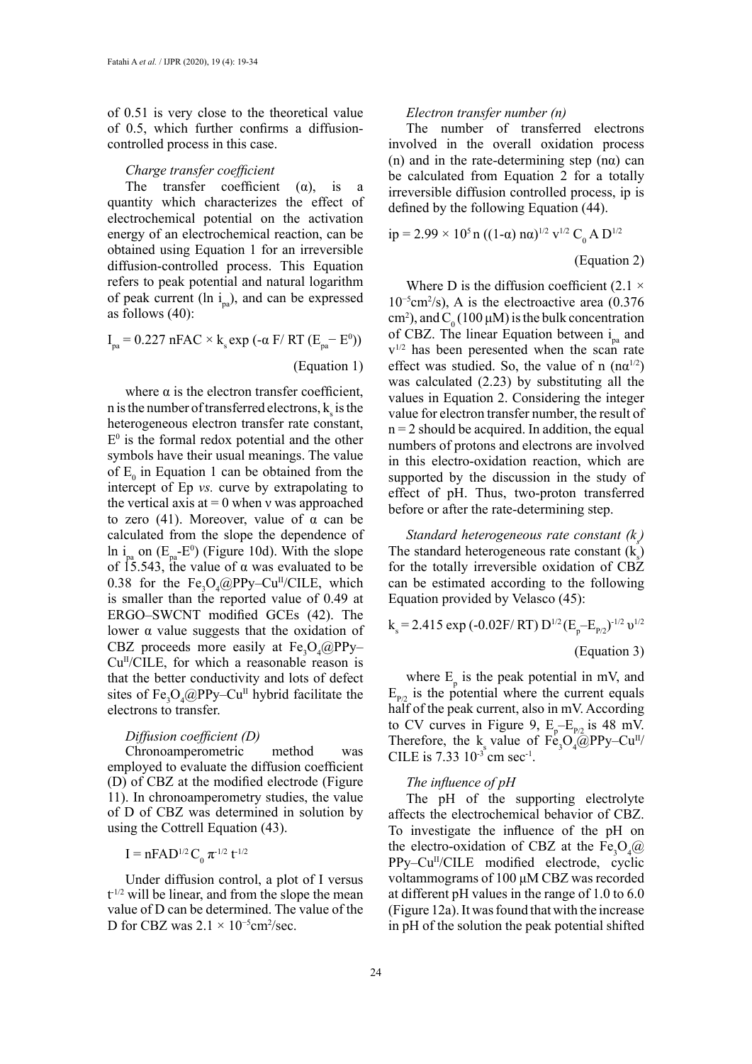of 0.51 is very close to the theoretical value of 0.5, which further confirms a diffusion-controlled process in this case.

### *Charge transfer coefficient*

The transfer coefficient (α), is a quantity which characterizes the effect of electrochemical potential on the activation energy of an electrochemical reaction, can be obtained using Equation 1 for an irreversible diffusion-controlled process. This Equation refers to peak potential and natural logarithm of peak current ($\ln i_{pa}$), and can be expressed as follows (40):

$$I_{pa} = 0.227\ nFAC \times k_s \exp\left(-\alpha\ F/\ RT\ (E_{pa} - E^0)\right)$$

(Equation 1)

where α is the electron transfer coefficient, n is the number of transferred electrons, $k_s$ is the heterogeneous electron transfer rate constant, $E^0$ is the formal redox potential and the other symbols have their usual meanings. The value of $E_0$ in Equation 1 can be obtained from the intercept of Ep *vs.* curve by extrapolating to the vertical axis at = 0 when ν was approached to zero (41). Moreover, value of α can be calculated from the slope the dependence of $\ln i_{pa}$ on ($E_{pa}$-$E^0$) (Figure 10d). With the slope of 15.543, the value of α was evaluated to be 0.38 for the $Fe_3O_4$@PPy–$Cu^{II}$/CILE, which is smaller than the reported value of 0.49 at ERGO–SWCNT modified GCEs (42). The lower α value suggests that the oxidation of CBZ proceeds more easily at $Fe_3O_4$@PPy–$Cu^{II}$/CILE, for which a reasonable reason is that the better conductivity and lots of defect sites of $Fe_3O_4$@PPy–$Cu^{II}$ hybrid facilitate the electrons to transfer.

### *Diffusion coefficient (D)*

Chronoamperometric method was employed to evaluate the diffusion coefficient (D) of CBZ at the modified electrode (Figure 11). In chronoamperometry studies, the value of D of CBZ was determined in solution by using the Cottrell Equation (43).

$$I = nFAD^{1/2}\ C_0\ \pi^{-1/2}\ t^{-1/2}$$

Under diffusion control, a plot of I versus $t^{-1/2}$ will be linear, and from the slope the mean value of D can be determined. The value of the D for CBZ was $2.1 \times 10^{-5}$cm$^2$/sec.

### *Electron transfer number (n)*

The number of transferred electrons involved in the overall oxidation process (n) and in the rate-determining step (nα) can be calculated from Equation 2 for a totally irreversible diffusion controlled process, ip is defined by the following Equation (44).

$$ip = 2.99 \times 10^5\ n\ ((1\text{-}\alpha)\ n\alpha)^{1/2}\ v^{1/2}\ C_0\ A\ D^{1/2}$$

(Equation 2)

Where D is the diffusion coefficient ($2.1 \times 10^{-5}$cm$^2$/s), A is the electroactive area (0.376 cm$^2$), and $C_0$ (100 μM) is the bulk concentration of CBZ. The linear Equation between $i_{pa}$ and $v^{1/2}$ has been peresented when the scan rate effect was studied. So, the value of n ($n\alpha^{1/2}$) was calculated (2.23) by substituting all the values in Equation 2. Considering the integer value for electron transfer number, the result of n = 2 should be acquired. In addition, the equal numbers of protons and electrons are involved in this electro-oxidation reaction, which are supported by the discussion in the study of effect of pH. Thus, two-proton transferred before or after the rate-determining step.

### *Standard heterogeneous rate constant ($k_s$)*

The standard heterogeneous rate constant ($k_s$) for the totally irreversible oxidation of CBZ can be estimated according to the following Equation provided by Velasco (45):

$$k_s = 2.415 \exp(-0.02F/\ RT)\ D^{1/2}\ (E_p - E_{P/2})^{-1/2}\ \upsilon^{1/2}$$

(Equation 3)

where $E_p$ is the peak potential in mV, and $E_{P/2}$ is the potential where the current equals half of the peak current, also in mV. According to CV curves in Figure 9, $E_p$–$E_{P/2}$ is 48 mV. Therefore, the $k_s$ value of $Fe_3O_4$@PPy–$Cu^{II}$/CILE is 7.33 $10^{-3}$ cm sec$^{-1}$.

### *The influence of pH*

The pH of the supporting electrolyte affects the electrochemical behavior of CBZ. To investigate the influence of the pH on the electro-oxidation of CBZ at the $Fe_3O_4$@PPy–$Cu^{II}$/CILE modified electrode, cyclic voltammograms of 100 μM CBZ was recorded at different pH values in the range of 1.0 to 6.0 (Figure 12a). It was found that with the increase in pH of the solution the peak potential shifted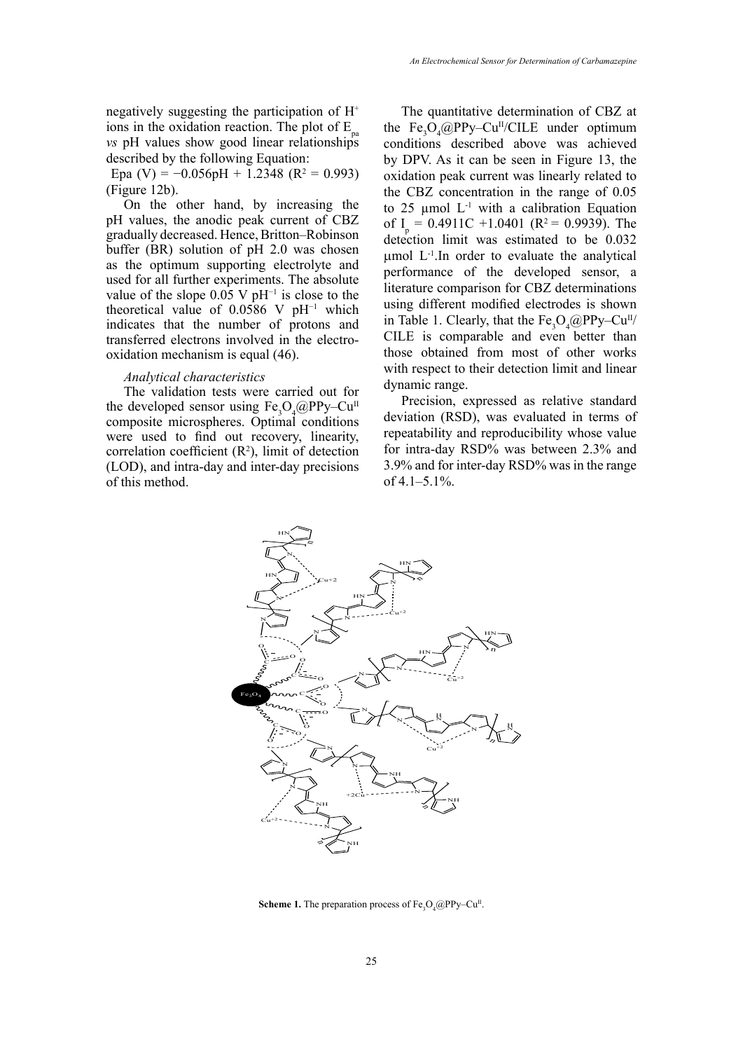negatively suggesting the participation of $H^+$ ions in the oxidation reaction. The plot of $E_{pa}$ *vs* pH values show good linear relationships described by the following Equation:

Epa (V) = −0.056pH + 1.2348 ($R^2$ = 0.993) (Figure 12b).

On the other hand, by increasing the pH values, the anodic peak current of CBZ gradually decreased. Hence, Britton–Robinson buffer (BR) solution of pH 2.0 was chosen as the optimum supporting electrolyte and used for all further experiments. The absolute value of the slope 0.05 V $pH^{-1}$ is close to the theoretical value of 0.0586 V $pH^{-1}$ which indicates that the number of protons and transferred electrons involved in the electro-oxidation mechanism is equal (46).

*Analytical characteristics*

The validation tests were carried out for the developed sensor using $Fe_3O_4$@PPy–$Cu^{II}$ composite microspheres. Optimal conditions were used to find out recovery, linearity, correlation coefficient ($R^2$), limit of detection (LOD), and intra-day and inter-day precisions of this method.

The quantitative determination of CBZ at the $Fe_3O_4$@PPy–$Cu^{II}$/CILE under optimum conditions described above was achieved by DPV. As it can be seen in Figure 13, the oxidation peak current was linearly related to the CBZ concentration in the range of 0.05 to 25 µmol $L^{-1}$ with a calibration Equation of $I_p$ = 0.4911C +1.0401 ($R^2$ = 0.9939). The detection limit was estimated to be 0.032 µmol $L^{-1}$.In order to evaluate the analytical performance of the developed sensor, a literature comparison for CBZ determinations using different modified electrodes is shown in Table 1. Clearly, that the $Fe_3O_4$@PPy–$Cu^{II}$/CILE is comparable and even better than those obtained from most of other works with respect to their detection limit and linear dynamic range.

Precision, expressed as relative standard deviation (RSD), was evaluated in terms of repeatability and reproducibility whose value for intra-day RSD% was between 2.3% and 3.9% and for inter-day RSD% was in the range of 4.1–5.1%.

**Scheme 1.** The preparation process of $Fe_3O_4$@PPy–$Cu^{II}$.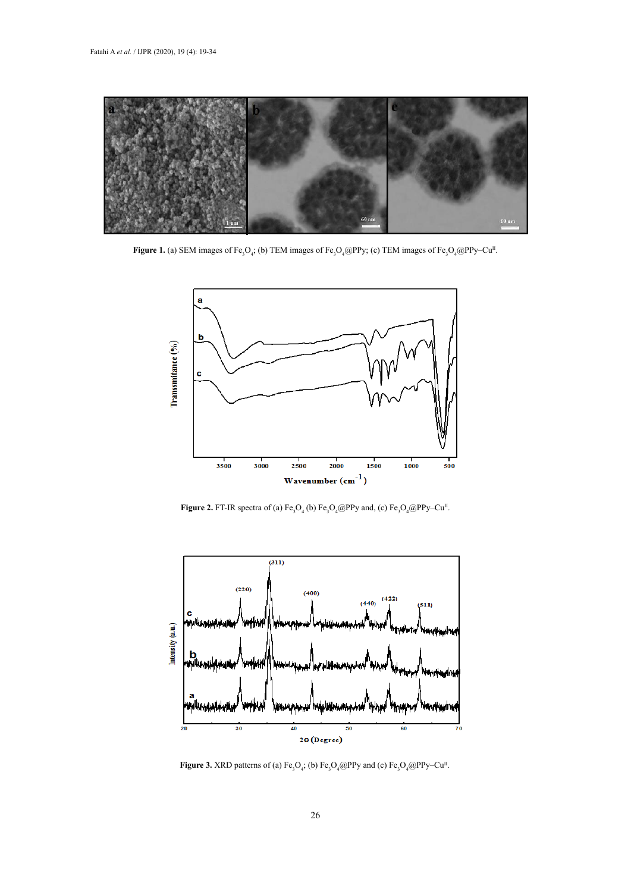**Figure 1.** (a) SEM images of $Fe_3O_4$; (b) TEM images of $Fe_3O_4$@PPy; (c) TEM images of $Fe_3O_4$@PPy–$Cu^{II}$.

**Figure 2.** FT-IR spectra of (a) $Fe_3O_4$ (b) $Fe_3O_4$@PPy and, (c) $Fe_3O_4$@PPy–$Cu^{II}$.

**Figure 3.** XRD patterns of (a) $Fe_3O_4$; (b) $Fe_3O_4$@PPy and (c) $Fe_3O_4$@PPy–$Cu^{II}$.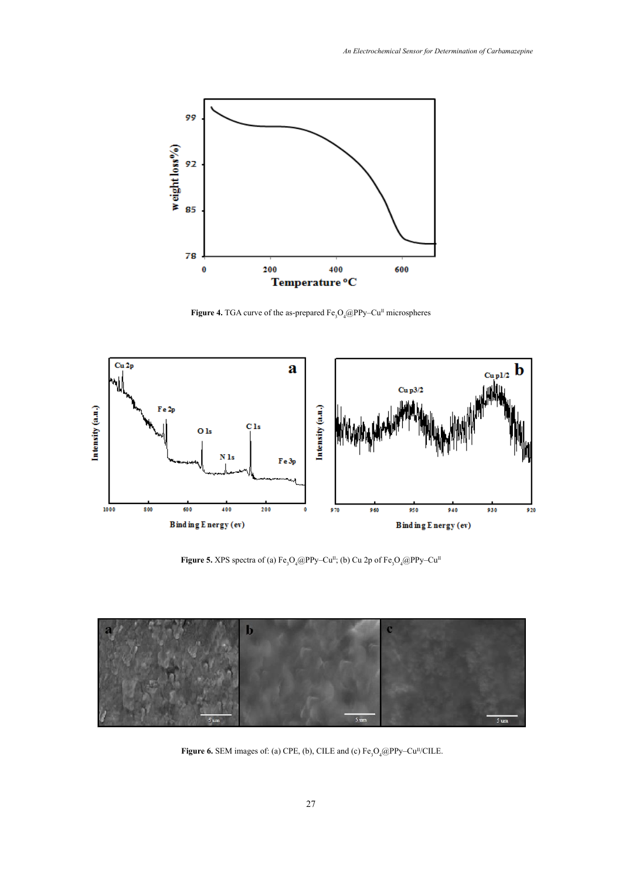**Figure 4.** TGA curve of the as-prepared $Fe_3O_4$@PPy–$Cu^{II}$ microspheres

**Figure 5.** XPS spectra of (a) $Fe_3O_4$@PPy–$Cu^{II}$; (b) Cu 2p of $Fe_3O_4$@PPy–$Cu^{II}$

**Figure 6.** SEM images of: (a) CPE, (b), CILE and (c) $Fe_3O_4$@PPy–$Cu^{II}$/CILE.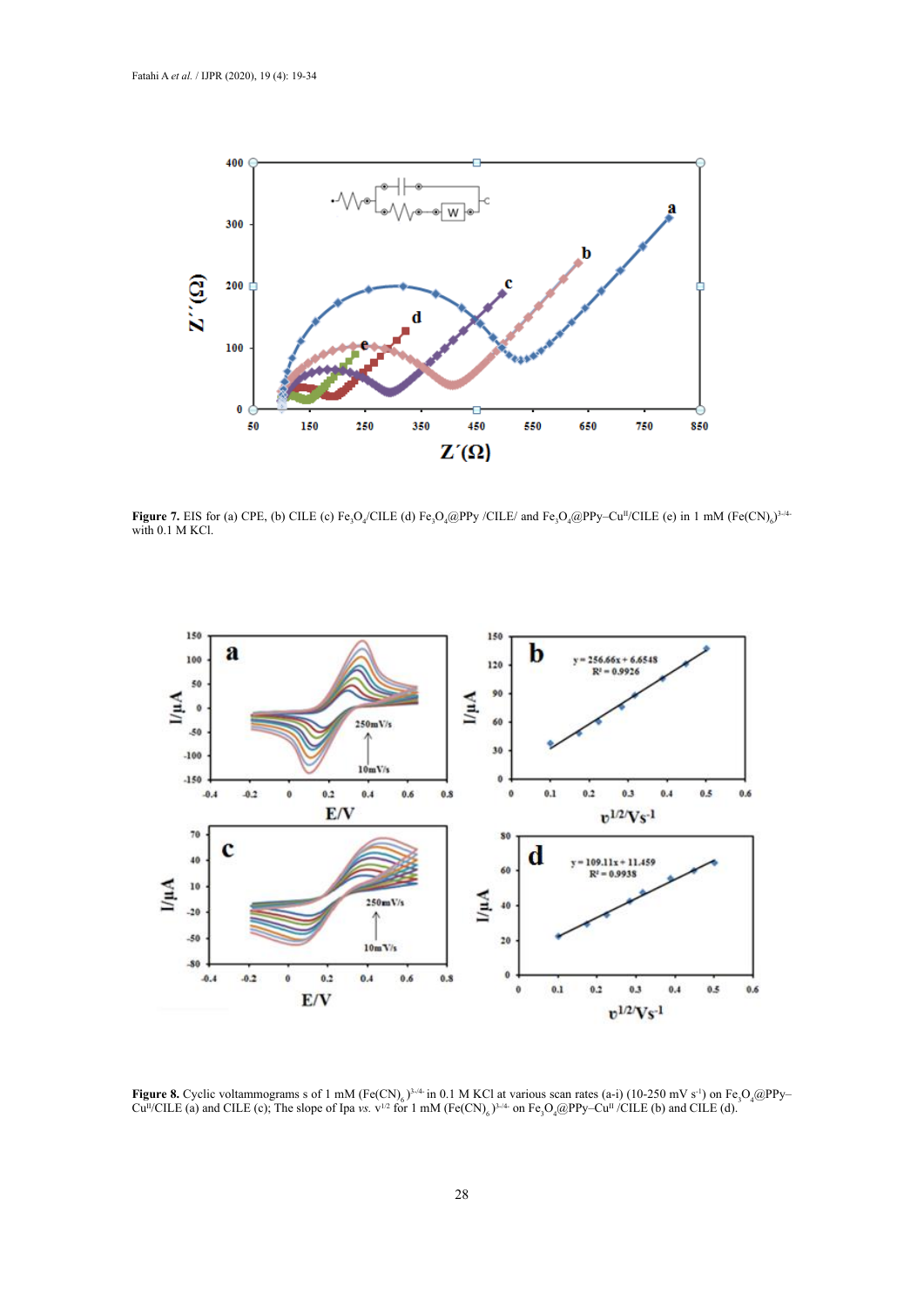**Figure 7.** EIS for (a) CPE, (b) CILE (c) $Fe_3O_4$/CILE (d) $Fe_3O_4$@PPy /CILE/ and $Fe_3O_4$@PPy–$Cu^{II}$/CILE (e) in 1 mM $(Fe(CN)_6)^{3-/4-}$ with 0.1 M KCl.

**Figure 8.** Cyclic voltammograms s of 1 mM $(Fe(CN)_6)^{3-/4-}$ in 0.1 M KCl at various scan rates (a-i) (10-250 mV $s^{-1}$) on $Fe_3O_4$@PPy–$Cu^{II}$/CILE (a) and CILE (c); The slope of Ipa *vs.* $v^{1/2}$ for 1 mM $(Fe(CN)_6)^{3-/4-}$ on $Fe_3O_4$@PPy–$Cu^{II}$ /CILE (b) and CILE (d).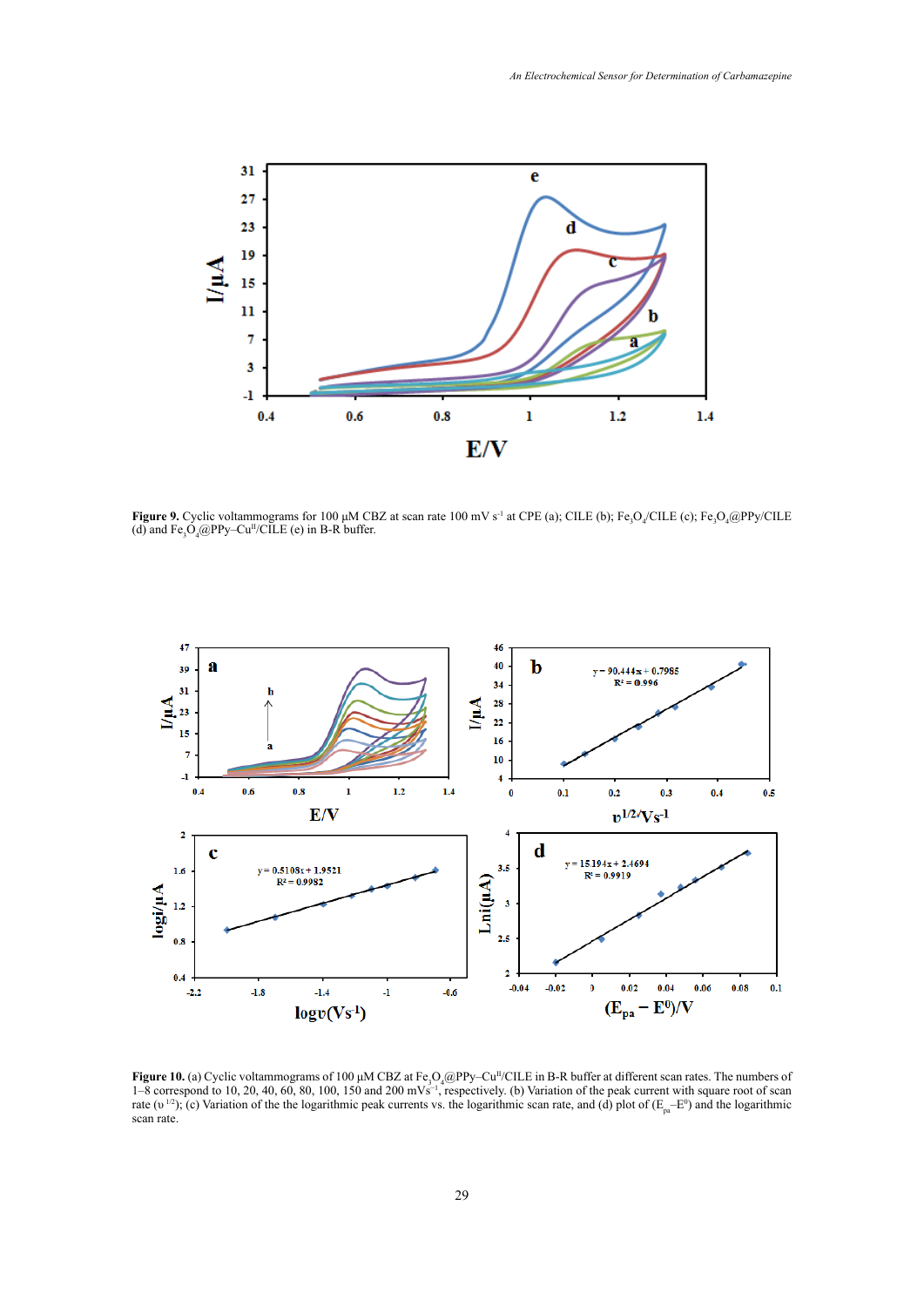**Figure 9.** Cyclic voltammograms for 100 µM CBZ at scan rate 100 mV s$^{-1}$ at CPE (a); CILE (b); $Fe_3O_4$/CILE (c); $Fe_3O_4$@PPy/CILE (d) and $Fe_3O_4$@PPy–Cu$^{II}$/CILE (e) in B-R buffer.

**Figure 10.** (a) Cyclic voltammograms of 100 µM CBZ at $Fe_3O_4$@PPy–Cu$^{II}$/CILE in B-R buffer at different scan rates. The numbers of 1–8 correspond to 10, 20, 40, 60, 80, 100, 150 and 200 mVs$^{-1}$, respectively. (b) Variation of the peak current with square root of scan rate ($\upsilon^{1/2}$); (c) Variation of the the logarithmic peak currents vs. the logarithmic scan rate, and (d) plot of ($E_{pa}$–$E^0$) and the logarithmic scan rate.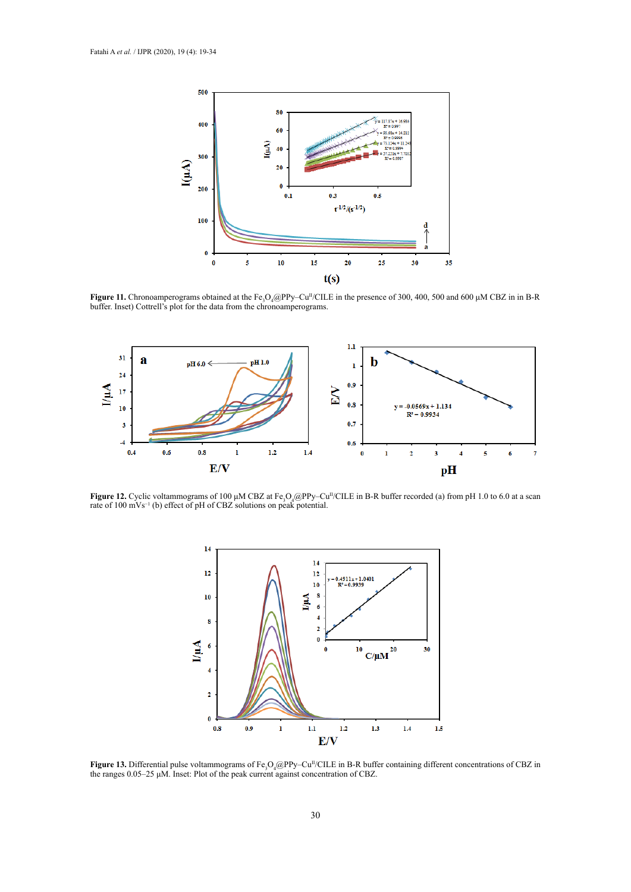**Figure 11.** Chronoamperograms obtained at the $Fe_3O_4$@PPy–$Cu^{II}$/CILE in the presence of 300, 400, 500 and 600 µM CBZ in in B-R buffer. Inset) Cottrell's plot for the data from the chronoamperograms.

**Figure 12.** Cyclic voltammograms of 100 µM CBZ at $Fe_3O_4$@PPy–$Cu^{II}$/CILE in B-R buffer recorded (a) from pH 1.0 to 6.0 at a scan rate of 100 $mVs^{-1}$ (b) effect of pH of CBZ solutions on peak potential.

**Figure 13.** Differential pulse voltammograms of $Fe_3O_4$@PPy–$Cu^{II}$/CILE in B-R buffer containing different concentrations of CBZ in the ranges 0.05–25 µM. Inset: Plot of the peak current against concentration of CBZ.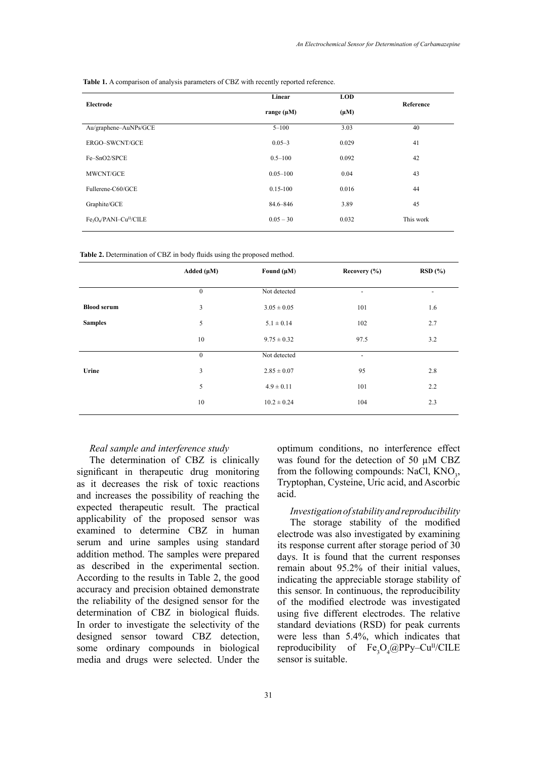**Table 1.** A comparison of analysis parameters of CBZ with recently reported reference.

| Electrode | Linear range (μM) | LOD (μM) | Reference |
|---|---|---|---|
| Au/graphene–AuNPs/GCE | 5–100 | 3.03 | 40 |
| ERGO–SWCNT/GCE | 0.05–3 | 0.029 | 41 |
| Fe–SnO2/SPCE | 0.5–100 | 0.092 | 42 |
| MWCNT/GCE | 0.05–100 | 0.04 | 43 |
| Fullerene-C60/GCE | 0.15-100 | 0.016 | 44 |
| Graphite/GCE | 84.6–846 | 3.89 | 45 |
| $Fe_3O_4$/PANI–$Cu^{II}$/CILE | 0.05 – 30 | 0.032 | This work |

**Table 2.** Determination of CBZ in body fluids using the proposed method.

| | Added (μM) | Found (μM) | Recovery (%) | RSD (%) |
|---|---|---|---|---|
| **Blood serum Samples** | 0 | Not detected | - | - |
| | 3 | 3.05 ± 0.05 | 101 | 1.6 |
| | 5 | 5.1 ± 0.14 | 102 | 2.7 |
| | 10 | 9.75 ± 0.32 | 97.5 | 3.2 |
| **Urine** | 0 | Not detected | - | |
| | 3 | 2.85 ± 0.07 | 95 | 2.8 |
| | 5 | 4.9 ± 0.11 | 101 | 2.2 |
| | 10 | 10.2 ± 0.24 | 104 | 2.3 |

*Real sample and interference study*

The determination of CBZ is clinically significant in therapeutic drug monitoring as it decreases the risk of toxic reactions and increases the possibility of reaching the expected therapeutic result. The practical applicability of the proposed sensor was examined to determine CBZ in human serum and urine samples using standard addition method. The samples were prepared as described in the experimental section. According to the results in Table 2, the good accuracy and precision obtained demonstrate the reliability of the designed sensor for the determination of CBZ in biological fluids. In order to investigate the selectivity of the designed sensor toward CBZ detection, some ordinary compounds in biological media and drugs were selected. Under the optimum conditions, no interference effect was found for the detection of 50 μM CBZ from the following compounds: NaCl, $KNO_3$, Tryptophan, Cysteine, Uric acid, and Ascorbic acid.

*Investigation of stability and reproducibility*

The storage stability of the modified electrode was also investigated by examining its response current after storage period of 30 days. It is found that the current responses remain about 95.2% of their initial values, indicating the appreciable storage stability of this sensor. In continuous, the reproducibility of the modified electrode was investigated using five different electrodes. The relative standard deviations (RSD) for peak currents were less than 5.4%, which indicates that reproducibility of $Fe_3O_4$@PPy–$Cu^{II}$/CILE sensor is suitable.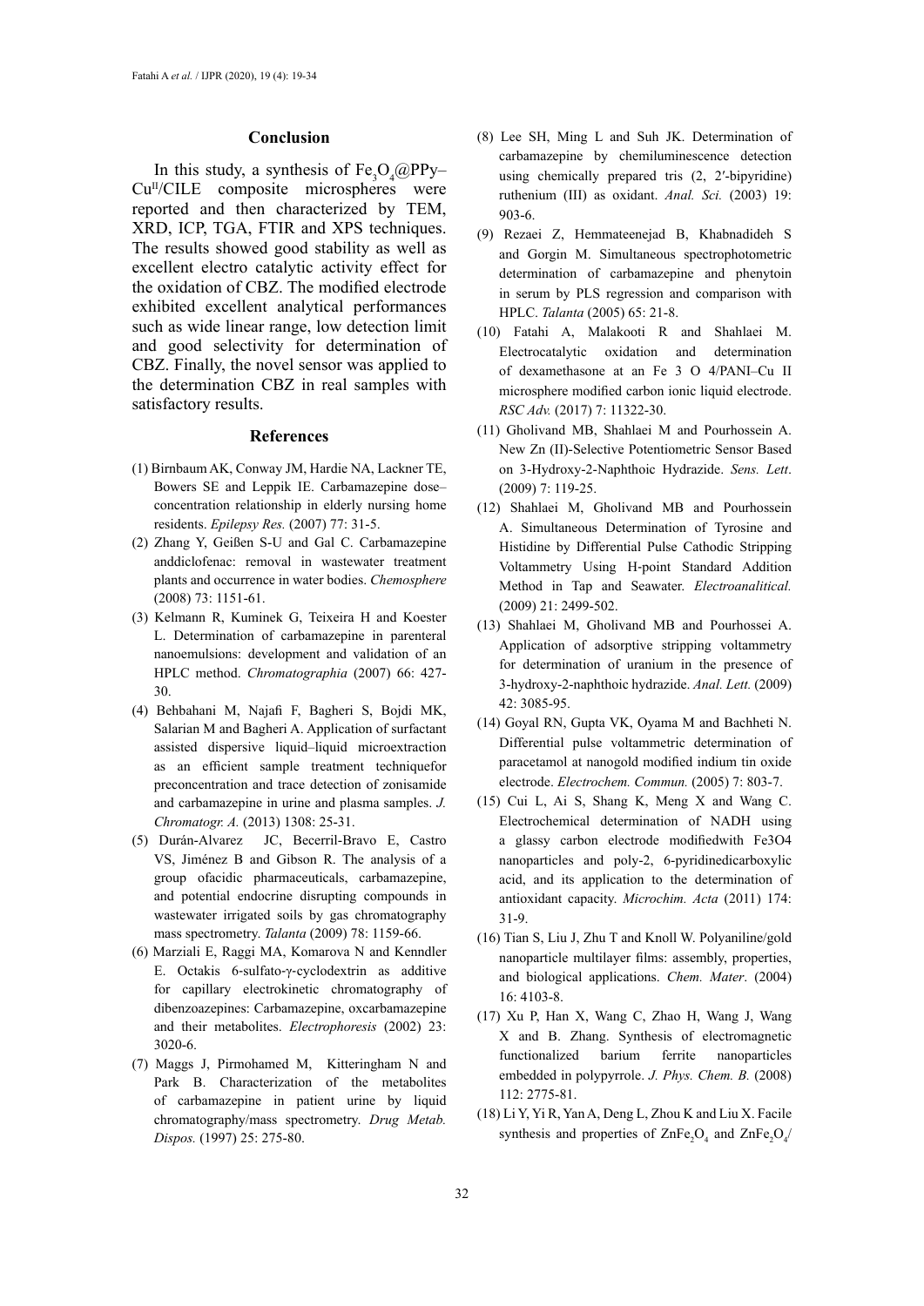## Conclusion

In this study, a synthesis of $Fe_3O_4$@PPy–$Cu^{II}$/CILE composite microspheres were reported and then characterized by TEM, XRD, ICP, TGA, FTIR and XPS techniques. The results showed good stability as well as excellent electro catalytic activity effect for the oxidation of CBZ. The modified electrode exhibited excellent analytical performances such as wide linear range, low detection limit and good selectivity for determination of CBZ. Finally, the novel sensor was applied to the determination CBZ in real samples with satisfactory results.

## References

(1) Birnbaum AK, Conway JM, Hardie NA, Lackner TE, Bowers SE and Leppik IE. Carbamazepine dose–concentration relationship in elderly nursing home residents. *Epilepsy Res.* (2007) 77: 31-5.

(2) Zhang Y, Geißen S-U and Gal C. Carbamazepine anddiclofenac: removal in wastewater treatment plants and occurrence in water bodies. *Chemosphere* (2008) 73: 1151-61.

(3) Kelmann R, Kuminek G, Teixeira H and Koester L. Determination of carbamazepine in parenteral nanoemulsions: development and validation of an HPLC method. *Chromatographia* (2007) 66: 427-30.

(4) Behbahani M, Najafi F, Bagheri S, Bojdi MK, Salarian M and Bagheri A. Application of surfactant assisted dispersive liquid–liquid microextraction as an efficient sample treatment techniquefor preconcentration and trace detection of zonisamide and carbamazepine in urine and plasma samples. *J. Chromatogr. A.* (2013) 1308: 25-31.

(5) Durán-Alvarez JC, Becerril-Bravo E, Castro VS, Jiménez B and Gibson R. The analysis of a group ofacidic pharmaceuticals, carbamazepine, and potential endocrine disrupting compounds in wastewater irrigated soils by gas chromatography mass spectrometry. *Talanta* (2009) 78: 1159-66.

(6) Marziali E, Raggi MA, Komarova N and Kenndler E. Octakis 6-sulfato-γ-cyclodextrin as additive for capillary electrokinetic chromatography of dibenzoazepines: Carbamazepine, oxcarbamazepine and their metabolites. *Electrophoresis* (2002) 23: 3020-6.

(7) Maggs J, Pirmohamed M, Kitteringham N and Park B. Characterization of the metabolites of carbamazepine in patient urine by liquid chromatography/mass spectrometry. *Drug Metab. Dispos.* (1997) 25: 275-80.

(8) Lee SH, Ming L and Suh JK. Determination of carbamazepine by chemiluminescence detection using chemically prepared tris (2, 2′-bipyridine) ruthenium (III) as oxidant. *Anal. Sci.* (2003) 19: 903-6.

(9) Rezaei Z, Hemmateenejad B, Khabnadideh S and Gorgin M. Simultaneous spectrophotometric determination of carbamazepine and phenytoin in serum by PLS regression and comparison with HPLC. *Talanta* (2005) 65: 21-8.

(10) Fatahi A, Malakooti R and Shahlaei M. Electrocatalytic oxidation and determination of dexamethasone at an Fe 3 O 4/PANI–Cu II microsphere modified carbon ionic liquid electrode. *RSC Adv.* (2017) 7: 11322-30.

(11) Gholivand MB, Shahlaei M and Pourhossein A. New Zn (II)-Selective Potentiometric Sensor Based on 3-Hydroxy-2-Naphthoic Hydrazide. *Sens. Lett*. (2009) 7: 119-25.

(12) Shahlaei M, Gholivand MB and Pourhossein A. Simultaneous Determination of Tyrosine and Histidine by Differential Pulse Cathodic Stripping Voltammetry Using H-point Standard Addition Method in Tap and Seawater. *Electroanalitical.* (2009) 21: 2499-502.

(13) Shahlaei M, Gholivand MB and Pourhossei A. Application of adsorptive stripping voltammetry for determination of uranium in the presence of 3-hydroxy-2-naphthoic hydrazide. *Anal. Lett.* (2009) 42: 3085-95.

(14) Goyal RN, Gupta VK, Oyama M and Bachheti N. Differential pulse voltammetric determination of paracetamol at nanogold modified indium tin oxide electrode. *Electrochem. Commun.* (2005) 7: 803-7.

(15) Cui L, Ai S, Shang K, Meng X and Wang C. Electrochemical determination of NADH using a glassy carbon electrode modifiedwith Fe3O4 nanoparticles and poly-2, 6-pyridinedicarboxylic acid, and its application to the determination of antioxidant capacity. *Microchim. Acta* (2011) 174: 31-9.

(16) Tian S, Liu J, Zhu T and Knoll W. Polyaniline/gold nanoparticle multilayer films: assembly, properties, and biological applications. *Chem. Mater*. (2004) 16: 4103-8.

(17) Xu P, Han X, Wang C, Zhao H, Wang J, Wang X and B. Zhang. Synthesis of electromagnetic functionalized barium ferrite nanoparticles embedded in polypyrrole. *J. Phys. Chem. B.* (2008) 112: 2775-81.

(18) Li Y, Yi R, Yan A, Deng L, Zhou K and Liu X. Facile synthesis and properties of $ZnFe_2O_4$ and $ZnFe_2O_4$/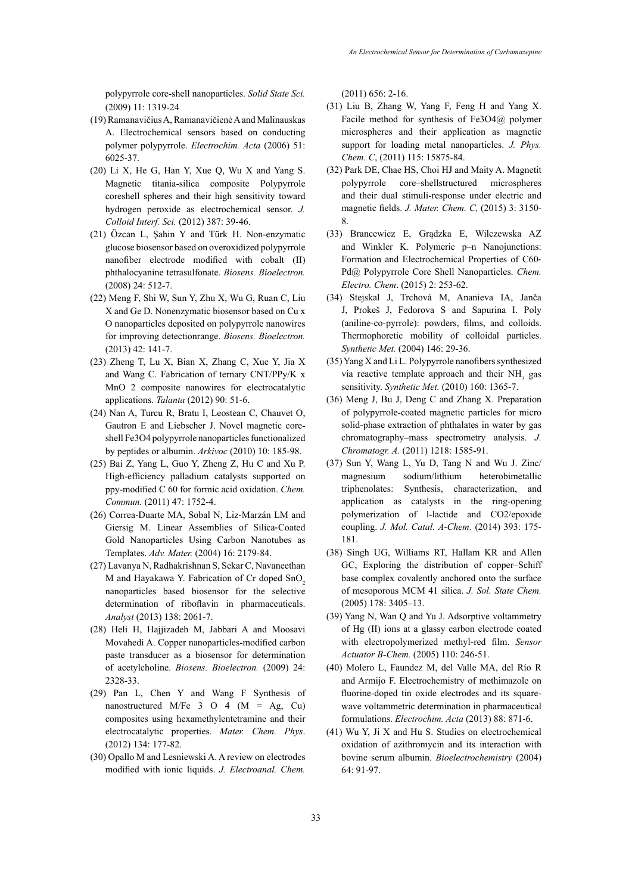polypyrrole core-shell nanoparticles. *Solid State Sci.* (2009) 11: 1319-24

(19) Ramanavičius A, Ramanavičienė A and Malinauskas A. Electrochemical sensors based on conducting polymer polypyrrole. *Electrochim. Acta* (2006) 51: 6025-37.

(20) Li X, He G, Han Y, Xue Q, Wu X and Yang S. Magnetic titania-silica composite Polypyrrole coreshell spheres and their high sensitivity toward hydrogen peroxide as electrochemical sensor. *J. Colloid Interf. Sci.* (2012) 387: 39-46.

(21) Özcan L, Şahin Y and Türk H. Non-enzymatic glucose biosensor based on overoxidized polypyrrole nanofiber electrode modified with cobalt (II) phthalocyanine tetrasulfonate. *Biosens. Bioelectron.* (2008) 24: 512-7.

(22) Meng F, Shi W, Sun Y, Zhu X, Wu G, Ruan C, Liu X and Ge D. Nonenzymatic biosensor based on Cu x O nanoparticles deposited on polypyrrole nanowires for improving detectionrange. *Biosens. Bioelectron.* (2013) 42: 141-7.

(23) Zheng T, Lu X, Bian X, Zhang C, Xue Y, Jia X and Wang C. Fabrication of ternary CNT/PPy/K x MnO 2 composite nanowires for electrocatalytic applications. *Talanta* (2012) 90: 51-6.

(24) Nan A, Turcu R, Bratu I, Leostean C, Chauvet O, Gautron E and Liebscher J. Novel magnetic core-shell Fe3O4 polypyrrole nanoparticles functionalized by peptides or albumin. *Arkivoc* (2010) 10: 185-98.

(25) Bai Z, Yang L, Guo Y, Zheng Z, Hu C and Xu P. High-efficiency palladium catalysts supported on ppy-modified C 60 for formic acid oxidation. *Chem. Commun.* (2011) 47: 1752-4.

(26) Correa-Duarte MA, Sobal N, Liz-Marzán LM and Giersig M. Linear Assemblies of Silica-Coated Gold Nanoparticles Using Carbon Nanotubes as Templates. *Adv. Mater.* (2004) 16: 2179-84.

(27) Lavanya N, Radhakrishnan S, Sekar C, Navaneethan M and Hayakawa Y. Fabrication of Cr doped $SnO_2$ nanoparticles based biosensor for the selective determination of riboflavin in pharmaceuticals. *Analyst* (2013) 138: 2061-7.

(28) Heli H, Hajjizadeh M, Jabbari A and Moosavi Movahedi A. Copper nanoparticles-modified carbon paste transducer as a biosensor for determination of acetylcholine. *Biosens. Bioelectron.* (2009) 24: 2328-33.

(29) Pan L, Chen Y and Wang F Synthesis of nanostructured M/Fe 3 O 4 (M = Ag, Cu) composites using hexamethylentetramine and their electrocatalytic properties. *Mater. Chem. Phys*. (2012) 134: 177-82.

(30) Opallo M and Lesniewski A. A review on electrodes modified with ionic liquids. *J. Electroanal. Chem.* (2011) 656: 2-16.

(31) Liu B, Zhang W, Yang F, Feng H and Yang X. Facile method for synthesis of Fe3O4@ polymer microspheres and their application as magnetic support for loading metal nanoparticles. *J. Phys. Chem. C*, (2011) 115: 15875-84.

(32) Park DE, Chae HS, Choi HJ and Maity A. Magnetit polypyrrole core–shellstructured microspheres and their dual stimuli-response under electric and magnetic fields. *J. Mater. Chem. C,* (2015) 3: 3150-8.

(33) Brancewicz E, Grądzka E, Wilczewska AZ and Winkler K. Polymeric p–n Nanojunctions: Formation and Electrochemical Properties of C60-Pd@ Polypyrrole Core Shell Nanoparticles. *Chem. Electro. Chem*. (2015) 2: 253-62.

(34) Stejskal J, Trchová M, Ananieva IA, Janča J, Prokeš J, Fedorova S and Sapurina I. Poly (aniline-co-pyrrole): powders, films, and colloids. Thermophoretic mobility of colloidal particles. *Synthetic Met.* (2004) 146: 29-36.

(35) Yang X and Li L. Polypyrrole nanofibers synthesized via reactive template approach and their $NH_3$ gas sensitivity. *Synthetic Met.* (2010) 160: 1365-7.

(36) Meng J, Bu J, Deng C and Zhang X. Preparation of polypyrrole-coated magnetic particles for micro solid-phase extraction of phthalates in water by gas chromatography–mass spectrometry analysis. *J. Chromatogr. A.* (2011) 1218: 1585-91.

(37) Sun Y, Wang L, Yu D, Tang N and Wu J. Zinc/magnesium sodium/lithium heterobimetallic triphenolates: Synthesis, characterization, and application as catalysts in the ring-opening polymerization of l-lactide and CO2/epoxide coupling. *J. Mol. Catal. A-Chem.* (2014) 393: 175-181.

(38) Singh UG, Williams RT, Hallam KR and Allen GC, Exploring the distribution of copper–Schiff base complex covalently anchored onto the surface of mesoporous MCM 41 silica. *J. Sol. State Chem.* (2005) 178: 3405–13.

(39) Yang N, Wan Q and Yu J. Adsorptive voltammetry of Hg (II) ions at a glassy carbon electrode coated with electropolymerized methyl-red film. *Sensor Actuator B-Chem.* (2005) 110: 246-51.

(40) Molero L, Faundez M, del Valle MA, del Río R and Armijo F. Electrochemistry of methimazole on fluorine-doped tin oxide electrodes and its square-wave voltammetric determination in pharmaceutical formulations. *Electrochim. Acta* (2013) 88: 871-6.

(41) Wu Y, Ji X and Hu S. Studies on electrochemical oxidation of azithromycin and its interaction with bovine serum albumin. *Bioelectrochemistry* (2004) 64: 91-97.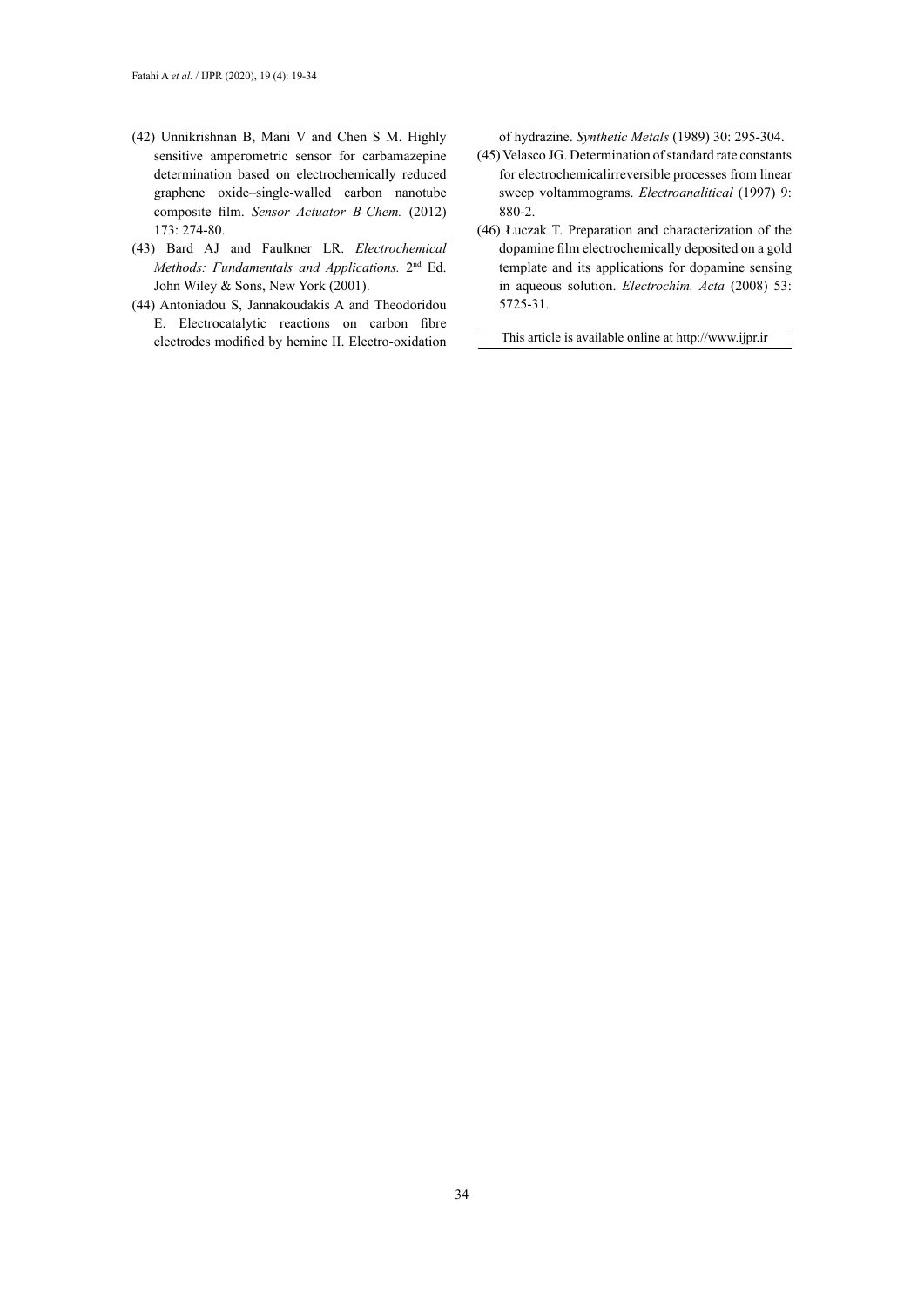(42) Unnikrishnan B, Mani V and Chen S M. Highly sensitive amperometric sensor for carbamazepine determination based on electrochemically reduced graphene oxide–single-walled carbon nanotube composite film. *Sensor Actuator B-Chem.* (2012) 173: 274-80.

(43) Bard AJ and Faulkner LR. *Electrochemical Methods: Fundamentals and Applications.* 2nd Ed. John Wiley & Sons, New York (2001).

(44) Antoniadou S, Jannakoudakis A and Theodoridou E. Electrocatalytic reactions on carbon fibre electrodes modified by hemine II. Electro-oxidation of hydrazine. *Synthetic Metals* (1989) 30: 295-304.

(45) Velasco JG. Determination of standard rate constants for electrochemicalirreversible processes from linear sweep voltammograms. *Electroanalitical* (1997) 9: 880-2.

(46) Łuczak T. Preparation and characterization of the dopamine film electrochemically deposited on a gold template and its applications for dopamine sensing in aqueous solution. *Electrochim. Acta* (2008) 53: 5725-31.

This article is available online at http://www.ijpr.ir